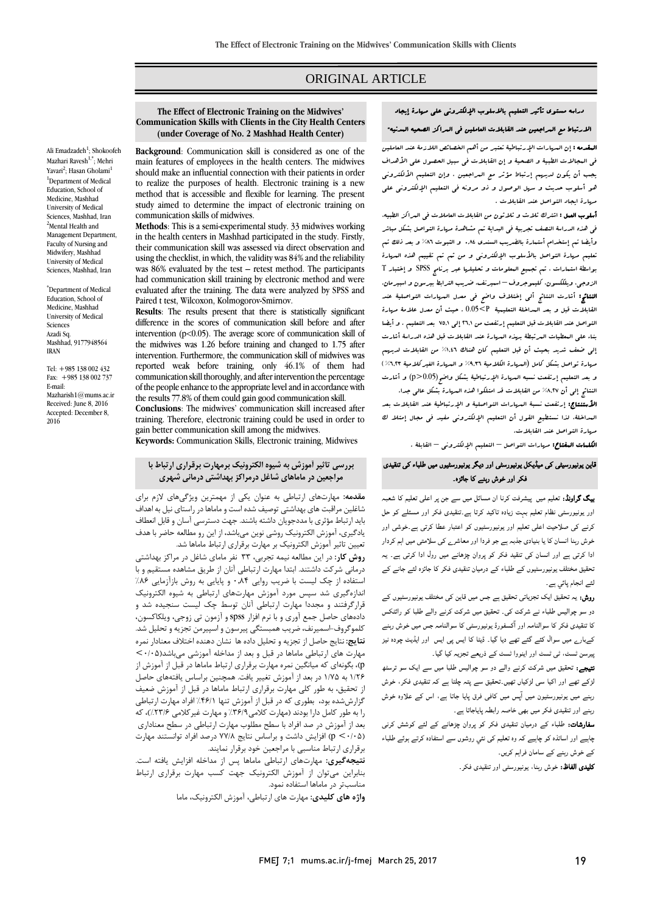# ORIGINAL ARTICLE

## The Effect of Electronic Training on the Midwives' Communication Skills with Clients in the City Health Centers (under Coverage of No. 2 Mashhad Health Center)

Ali Emadzadeh[1]; Shokoofeh Mazhari Ravesh[1,*]; Mehri Yavari[2]; Hasan Gholami[1]

[1]Department of Medical Education, School of Medicine, Mashhad University of Medical Sciences, Mashhad, Iran

[2]Mental Health and Management Department, Faculty of Nursing and Midwifery, Mashhad University of Medical Sciences, Mashhad, Iran

*Department of Medical Education, School of Medicine, Mashhad University of Medical Sciences
Azadi Sq.
Mashhad, 9177948564
IRAN

Tel: +985 138 002 432
Fax: +985 138 002 737
E-mail: Mazharish1@mums.ac.ir
Received: June 8, 2016
Accepted: December 8, 2016

**Background**: Communication skill is considered as one of the main features of employees in the health centers. The midwives should make an influential connection with their patients in order to realize the purposes of health. Electronic training is a new method that is accessible and flexible for learning. The present study aimed to determine the impact of electronic training on communication skills of midwives.

**Methods**: This is a semi-experimental study. 33 midwives working in the health centers in Mashhad participated in the study. Firstly, their communication skill was assessed via direct observation and using the checklist, in which, the validity was 84% and the reliability was 86% evaluated by the test – retest method. The participants had communication skill training by electronic method and were evaluated after the training. The data were analyzed by SPSS and Paired t test, Wilcoxon, Kolmogorov-Smirnov.

**Results**: The results present that there is statistically significant difference in the scores of communication skill before and after intervention ($p<0.05$). The average score of communication skill of the midwives was 1.26 before training and changed to 1.75 after intervention. Furthermore, the communication skill of midwives was reported weak before training, only 46.1% of them had communication skill thoroughly, and after intervention the percentage of the people enhance to the appropriate level and in accordance with the results 77.8% of them could gain good communication skill.

**Conclusions**: The midwives' communication skill increased after training. Therefore, electronic training could be used in order to gain better communication skill among the midwives.

**Keywords:** Communication Skills, Electronic training, Midwives

## دراسه مستوی تأثیر التعلیم بالاسلوب الإلکترونی علی مهارة إیجاد الارتباط مع المراجعین عند القابلات العاملین فی المراکز الصحیه المدنیه"

**المقدمه :** إن المهارات الإرتباطیة تعتبر من أهم الخصائص اللازمة عند العاملین فی المجالات الطبیة و الصحیة و إن القابلات فی سبیل الحصول علی الأهداف یجب أن یکون لدیهم إرتباط مؤثر مع المراجعین . وإن التعلیم الألکترونی هو أسلوب حدیث و سهل الوصول و ذو مرونه فی التعلیم الإلکترونی علی مهارة ایجاد التواصل عند القابلات .

**أسلوب العمل :** اشترك ثلاث و ثلاثون من القابلات العاملات في المراكز الطبية. في هذه الدراسة النصف تجربية في البداية تم مشاهدة مهارة التواصل بشكل مباشر وأيضا تم إستخدام أستمارة بالضريب السندی ۰،۸٤ و الثبوت ۸٦٪ و بعد ذلك تم تعليم مهارة التواصل بالأسلوب الإلكتروني و من ثم تم تقييم هذه المهارة بواسطة استمارات ، ثم تجميع المعلومات و تحليلها عبر برنامج SPSS و إختبار T الزوجي، ويلكلسون، كليموجروف – اسميرنف، ضريب الترابط بيرسون و اسپيرمن.

**النتائج:** أشارت النتائج ألی إختلاف واضح في معدل المهارات التواصلية عند القابلات قبل و بعد المداخلة التعليمية $P<0.05$ . حيث أن معدل علامة مهارة التواصل عند القابلات قبل التعليم إرتفعت من ٢٦،١ إلی ٧٥،١ بعد التعليم ، و أيضا بناء على المعطيات المرتبطة بهذه المهارة عند القابلات قبل هذه الدراسة أشارت إلی ضعف شديد بحيث أن قبل التعليم كان هناك ٤٦،١٪ من القابلات لديهم مهارة تواصل بشكل كامل (المهارة الكلامية ٩،٣٦٪ و المهارة الغير كلامية ٦،٢٣٪ ) و بعد التعليم إرتفعت نسبه المهارة الإرتباطية بشكل واضح (p>0.05) و أشارت النتائج إلی أن ٨،٧٧٪ من القابلات قد امتلكوا هذه المهارة بشكل عالي جدا.

**الأستنتاج:** إرتفعت نسبة المهارات التواصلية و الإرتباطية عند القابلات بعد المداخلة، لذا نستطيع القول أن التعليم الإلكتروني مفيد في مجال إمتلاك مهارة التواصل عند القابلات.

**الكلمات المفتاح:** مهارات التواصل – التعليم الإلكتروني – القابلة .

## بررسی تاثیر آموزش به شیوه الکترونیک برمهارت برقراری ارتباط با مراجعین در ماماهای شاغل درمراکز بهداشتی درمانی شهری

**مقدمه:** مهارت‌های ارتباطی به عنوان یکی از مهمترین ویژگی‌های لازم برای شاغلین مراقبت های بهداشتی توصیف شده است و ماما در راستای نیل به اهداف باید ارتباط مؤثری با مددجویان داشته باشند. جهت دسترسی آسان و قابل انعطاف یادگیری، آموزش الکترونیک روشی نوین می‌باشد، از این رو مطالعه حاضر با هدف تعیین تاثیر آموزش الکترونیک بر مهارت برقراری ارتباط ماماها شد.

**روش کار:** در این مطالعه نیمه تجربی، ۳۳ نفر مامای شاغل در مراکز بهداشتی درمانی شرکت داشتند. ابتدا مهارت ارتباطی آنان از طریق مشاهده مستقیم و با استفاده از چک لیست با ضریب روایی ۰.۸۴ و پایایی به روش بازآزمایی ۸۶٪ اندازه‌گیری شد سپس مورد آموزش مهارت‌های ارتباطی به شیوه الکترونیک قرارگرفتند و مجددا مهارت ارتباطی آنان توسط چک لیست سنجیده شد و داده‌های حاصل جمع آوری و با نرم افزار spss و آزمون تی زوجی، ویلکاکسون، کلموگروف-اسمیرنف، ضریب همبستگی پیرسون و اسپیرمن تجزیه و تحلیل شد.

**نتایج:** نتایج حاصل از تجزیه و تحلیل داده ها نشان دهنده اختلاف معنادار نمره مهارت های ارتباطی ماماها در قبل و بعد از مداخله آموزشی می‌باشد(۰/۰۵> p)، بگونه‌ای که میانگین نمره مهارت برقراری ارتباط ماماها در قبل از آموزش از ۱/۲۶ به ۱/۷۵ در بعد از آموزش تغییر یافت. همچنین براساس یافته‌های حاصل از تحقیق، به طور کلی مهارت برقراری ارتباط ماماها در قبل از آموزش ضعیف گزارش‌شده بود، بطوری که در قبل از آموزش تنها ۴۶/۱٪ افراد مهارت ارتباطی را به طور کامل دارا بودند (مهارت کلامی۳۶/۹٪ و مهارت غیرکلامی ۲۳/۶٪)، که بعد از آموزش در صد افراد به سطح مطلوب مهارت ارتباطی در سطح معناداری (۰/۰۵> p) افزایش داشت و براساس نتایج ۷۷/۸ درصد افراد توانستند مهارت برقراری ارتباط مناسبی با مراجعین خود برقرار نمایند.

**نتیجه‌گیری:** مهارت‌های ارتباطی ماماها پس از مداخله افزایش یافته است. بنابراین می‌توان از آموزش الکترونیک جهت کسب مهارت برقراری ارتباط مناسب‌تر در ماماها استفاده نمود.

**واژه های کلیدی:** مهارت های ارتباطی، آموزش الکترونیک، ماما

## قاین یونیورسیٹی کی میڈیکل یونیورسٹی اور دیگر یونیورسٹیوں میں طلباء کی تنقیدی فکر اور خوش رہنے کا جائزہ۔

**بیک گراونڈ:** تعلیم میں پیشرفت کرنا ان مسائل میں سے جن پر اعلی تعلیم کا شعبہ اور یونیورسٹی نظام تعلیم بہت زیادہ تاکید کرتا ہے۔تنقیدی فکر اور مسئلے کو حل کرنے کی صلاحیت اعلی تعلیم اور یونیورسٹیوں کو اعتبار عطا کرتی ہے۔خوش اور خوش رہنا انسان کا یا بنیادی جذبہ ہے جو فردا اور معاشرے کی سلامتی میں اہم کردار ادا کرتی ہے اور انسان کی تنقید فکر کو پروان چڑھانے میں رول ادا کرتی ہے۔ یہ تحقیق مختلف یونیورسٹیوں کے طلباء کے درمیان تنقیدی فکر کا جائزہ لئے جانے کے لئے انجام پائي ہے۔

**روش:** یہ تحقیق ایک تجرباتی تحقیق ہے جس میں قاین کی مختلف یونیورسٹیوں کے دو سو چوالیس طلباء نے شرکت کی۔ تحقیق میں شرکت کرنے والے طلبا کو راٹکس کا تنقیدی فکر کا سوالنامہ اور آکسفورڈ یونیورسٹی کا سوالنامہ جس میں خوش رہنے کےبارے میں سوال کئے گئے تھے دیا گیا۔ ڈیٹا کا ایس پی ایس اور اپڈیٹ چودہ نیز پیرسن ٹسٹ، ٹی ٹسٹ اور اینوا ٹسٹ کے ذریعے تجزیہ کیا گیا۔

**نتیجے:** تحقیق میں شرکت کرنے والی دو سو چوالیس طلبا میں سے ایک سو ترسٹھ لڑکے تھے اور اکیا سی لڑکیاں تھیں۔تحقیق سے پتہ چلتا ہے کہ تنقیدی فکر، خوش رہنے میں یونیورسٹیوں میں آپس میں کافی فرق پایا جاتا ہے، اس کے علاوہ خوش رہنے اور تنقیدی فکر میں بھی خاصہ رابطہ پایاجاتا ہے۔

**سفارشات:** طلباء کے درمیان تنقیدی فکر کو پروان چڑھانے کے لئے کوشش کرنی چاہیے اور اساتذہ کو چاہیے کہ وہ تعلیم کی نئي روشوں سے استفادہ کرتے ہوئے طلباء کے خوش رہنے کے سامان فراہم کریں۔

**کلیدی الفاظ:** خوش رہنا، یونیورسٹی اور تنقیدی فکر۔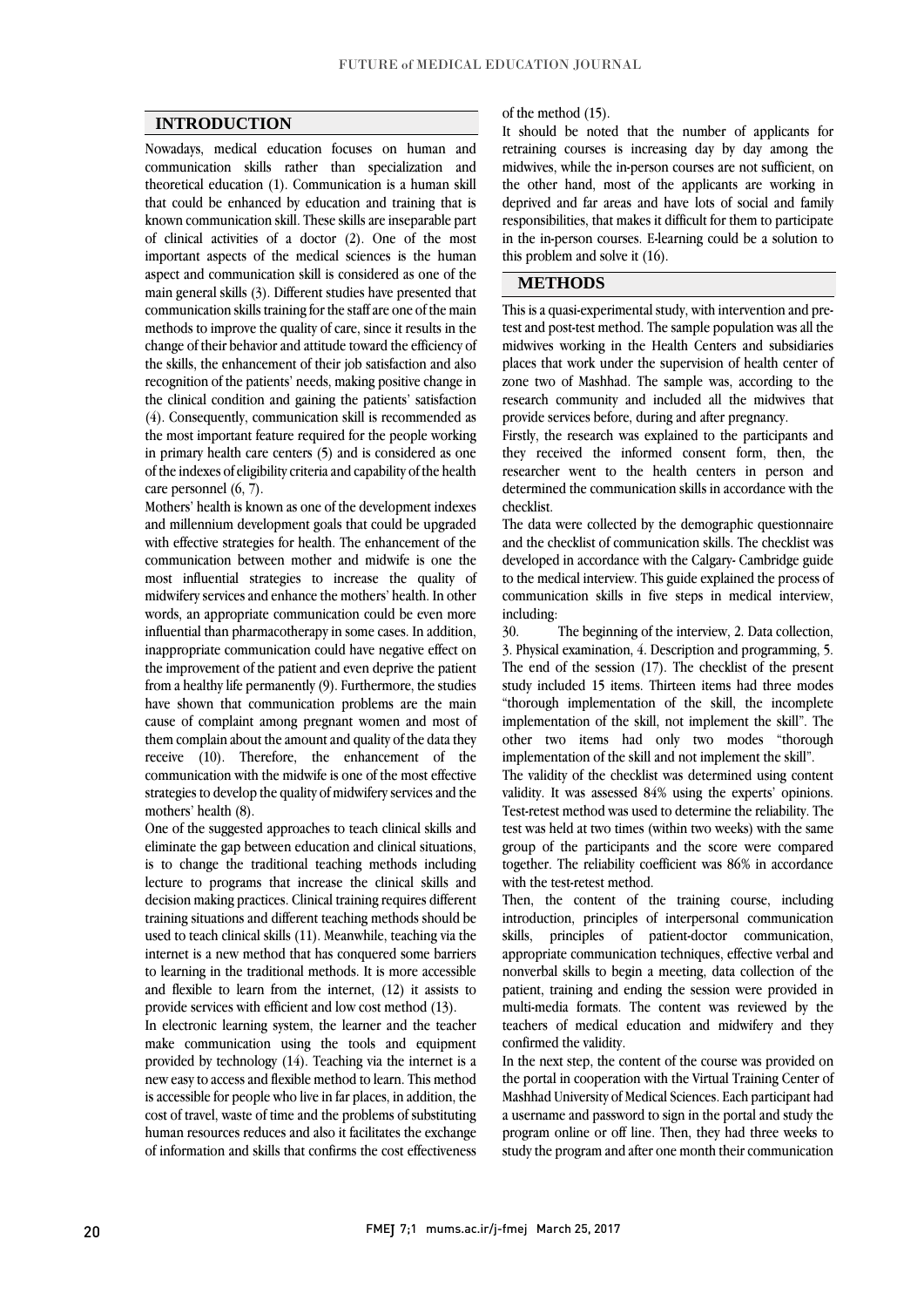## INTRODUCTION

Nowadays, medical education focuses on human and communication skills rather than specialization and theoretical education (1). Communication is a human skill that could be enhanced by education and training that is known communication skill. These skills are inseparable part of clinical activities of a doctor (2). One of the most important aspects of the medical sciences is the human aspect and communication skill is considered as one of the main general skills (3). Different studies have presented that communication skills training for the staff are one of the main methods to improve the quality of care, since it results in the change of their behavior and attitude toward the efficiency of the skills, the enhancement of their job satisfaction and also recognition of the patients' needs, making positive change in the clinical condition and gaining the patients' satisfaction (4). Consequently, communication skill is recommended as the most important feature required for the people working in primary health care centers (5) and is considered as one of the indexes of eligibility criteria and capability of the health care personnel (6, 7).

Mothers' health is known as one of the development indexes and millennium development goals that could be upgraded with effective strategies for health. The enhancement of the communication between mother and midwife is one the most influential strategies to increase the quality of midwifery services and enhance the mothers' health. In other words, an appropriate communication could be even more influential than pharmacotherapy in some cases. In addition, inappropriate communication could have negative effect on the improvement of the patient and even deprive the patient from a healthy life permanently (9). Furthermore, the studies have shown that communication problems are the main cause of complaint among pregnant women and most of them complain about the amount and quality of the data they receive (10). Therefore, the enhancement of the communication with the midwife is one of the most effective strategies to develop the quality of midwifery services and the mothers' health (8).

One of the suggested approaches to teach clinical skills and eliminate the gap between education and clinical situations, is to change the traditional teaching methods including lecture to programs that increase the clinical skills and decision making practices. Clinical training requires different training situations and different teaching methods should be used to teach clinical skills (11). Meanwhile, teaching via the internet is a new method that has conquered some barriers to learning in the traditional methods. It is more accessible and flexible to learn from the internet, (12) it assists to provide services with efficient and low cost method (13).

In electronic learning system, the learner and the teacher make communication using the tools and equipment provided by technology (14). Teaching via the internet is a new easy to access and flexible method to learn. This method is accessible for people who live in far places, in addition, the cost of travel, waste of time and the problems of substituting human resources reduces and also it facilitates the exchange of information and skills that confirms the cost effectiveness of the method (15).

It should be noted that the number of applicants for retraining courses is increasing day by day among the midwives, while the in-person courses are not sufficient, on the other hand, most of the applicants are working in deprived and far areas and have lots of social and family responsibilities, that makes it difficult for them to participate in the in-person courses. E-learning could be a solution to this problem and solve it (16).

## METHODS

This is a quasi-experimental study, with intervention and pre-test and post-test method. The sample population was all the midwives working in the Health Centers and subsidiaries places that work under the supervision of health center of zone two of Mashhad. The sample was, according to the research community and included all the midwives that provide services before, during and after pregnancy.

Firstly, the research was explained to the participants and they received the informed consent form, then, the researcher went to the health centers in person and determined the communication skills in accordance with the checklist.

The data were collected by the demographic questionnaire and the checklist of communication skills. The checklist was developed in accordance with the Calgary- Cambridge guide to the medical interview. This guide explained the process of communication skills in five steps in medical interview, including:

30. The beginning of the interview, 2. Data collection, 3. Physical examination, 4. Description and programming, 5. The end of the session (17). The checklist of the present study included 15 items. Thirteen items had three modes "thorough implementation of the skill, the incomplete implementation of the skill, not implement the skill". The other two items had only two modes "thorough implementation of the skill and not implement the skill".

The validity of the checklist was determined using content validity. It was assessed 84% using the experts' opinions. Test-retest method was used to determine the reliability. The test was held at two times (within two weeks) with the same group of the participants and the score were compared together. The reliability coefficient was 86% in accordance with the test-retest method.

Then, the content of the training course, including introduction, principles of interpersonal communication skills, principles of patient-doctor communication, appropriate communication techniques, effective verbal and nonverbal skills to begin a meeting, data collection of the patient, training and ending the session were provided in multi-media formats. The content was reviewed by the teachers of medical education and midwifery and they confirmed the validity.

In the next step, the content of the course was provided on the portal in cooperation with the Virtual Training Center of Mashhad University of Medical Sciences. Each participant had a username and password to sign in the portal and study the program online or off line. Then, they had three weeks to study the program and after one month their communication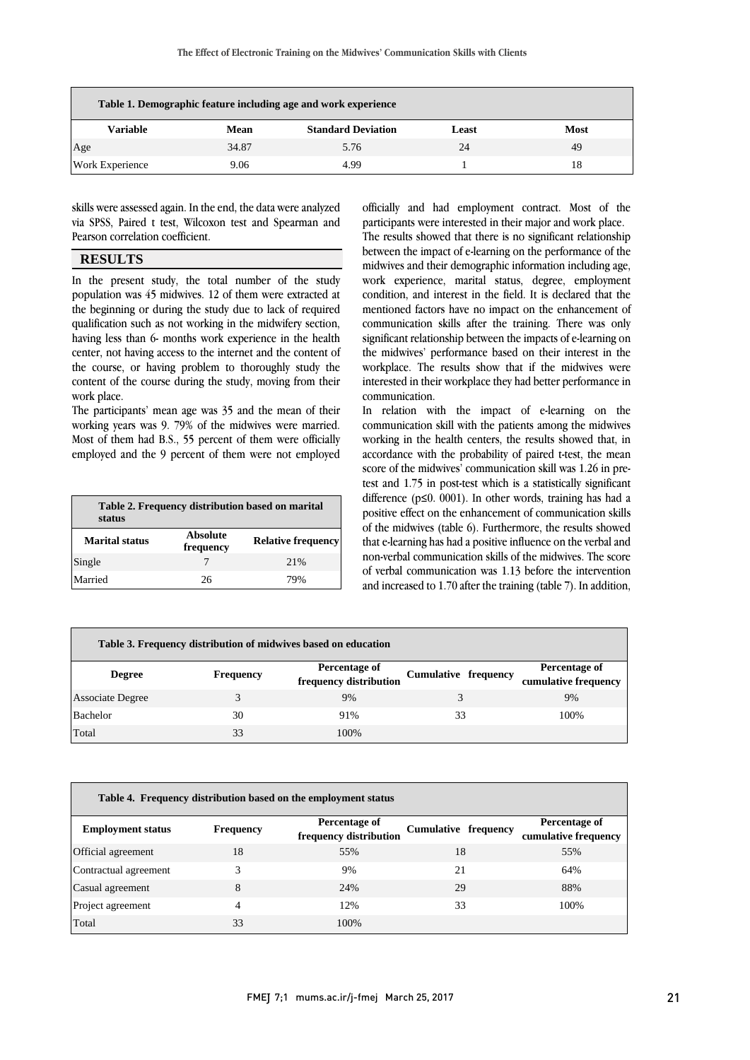**Table 1. Demographic feature including age and work experience**

| Variable | Mean | Standard Deviation | Least | Most |
|---|---|---|---|---|
| Age | 34.87 | 5.76 | 24 | 49 |
| Work Experience | 9.06 | 4.99 | 1 | 18 |

skills were assessed again. In the end, the data were analyzed via SPSS, Paired t test, Wilcoxon test and Spearman and Pearson correlation coefficient.

## RESULTS

In the present study, the total number of the study population was 45 midwives. 12 of them were extracted at the beginning or during the study due to lack of required qualification such as not working in the midwifery section, having less than 6- months work experience in the health center, not having access to the internet and the content of the course, or having problem to thoroughly study the content of the course during the study, moving from their work place.

The participants' mean age was 35 and the mean of their working years was 9. 79% of the midwives were married. Most of them had B.S., 55 percent of them were officially employed and the 9 percent of them were not employed officially and had employment contract. Most of the participants were interested in their major and work place.

The results showed that there is no significant relationship between the impact of e-learning on the performance of the midwives and their demographic information including age, work experience, marital status, degree, employment condition, and interest in the field. It is declared that the mentioned factors have no impact on the enhancement of communication skills after the training. There was only significant relationship between the impacts of e-learning on the midwives' performance based on their interest in the workplace. The results show that if the midwives were interested in their workplace they had better performance in communication.

In relation with the impact of e-learning on the communication skill with the patients among the midwives working in the health centers, the results showed that, in accordance with the probability of paired t-test, the mean score of the midwives' communication skill was 1.26 in pre-test and 1.75 in post-test which is a statistically significant difference ($p \leq 0.0001$). In other words, training has had a positive effect on the enhancement of communication skills of the midwives (table 6). Furthermore, the results showed that e-learning has had a positive influence on the verbal and non-verbal communication skills of the midwives. The score of verbal communication was 1.13 before the intervention and increased to 1.70 after the training (table 7). In addition,

**Table 2. Frequency distribution based on marital status**

| Marital status | Absolute frequency | Relative frequency |
|---|---|---|
| Single | 7 | 21% |
| Married | 26 | 79% |

**Table 3. Frequency distribution of midwives based on education**

| Degree | Frequency | Percentage of frequency distribution | Cumulative frequency | Percentage of cumulative frequency |
|---|---|---|---|---|
| Associate Degree | 3 | 9% | 3 | 9% |
| Bachelor | 30 | 91% | 33 | 100% |
| Total | 33 | 100% | | |

**Table 4. Frequency distribution based on the employment status**

| Employment status | Frequency | Percentage of frequency distribution | Cumulative frequency | Percentage of cumulative frequency |
|---|---|---|---|---|
| Official agreement | 18 | 55% | 18 | 55% |
| Contractual agreement | 3 | 9% | 21 | 64% |
| Casual agreement | 8 | 24% | 29 | 88% |
| Project agreement | 4 | 12% | 33 | 100% |
| Total | 33 | 100% | | |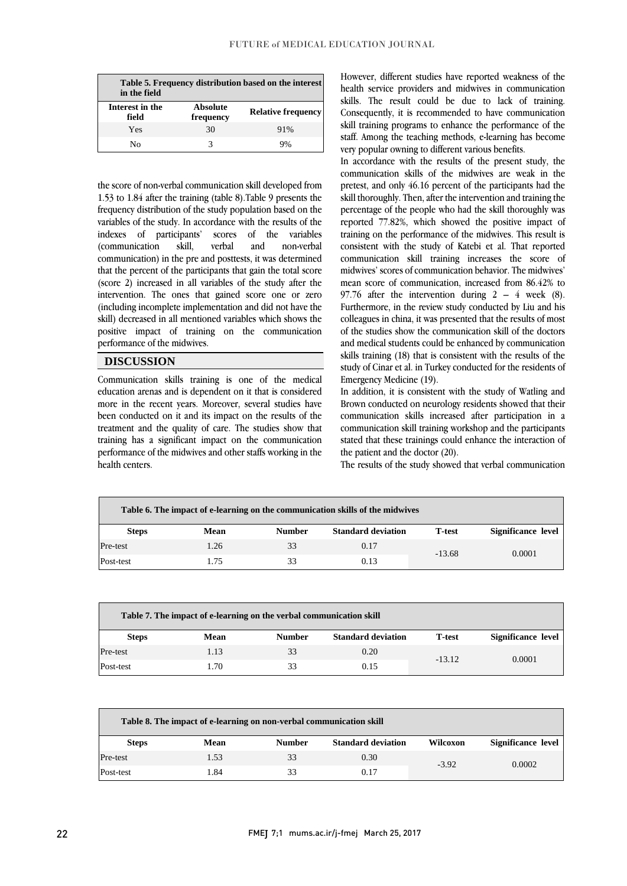**Table 5. Frequency distribution based on the interest in the field**

| Interest in the field | Absolute frequency | Relative frequency |
|---|---|---|
| Yes | 30 | 91% |
| No | 3 | 9% |

the score of non-verbal communication skill developed from 1.53 to 1.84 after the training (table 8).Table 9 presents the frequency distribution of the study population based on the variables of the study. In accordance with the results of the indexes of participants' scores of the variables (communication skill, verbal and non-verbal communication) in the pre and posttests, it was determined that the percent of the participants that gain the total score (score 2) increased in all variables of the study after the intervention. The ones that gained score one or zero (including incomplete implementation and did not have the skill) decreased in all mentioned variables which shows the positive impact of training on the communication performance of the midwives.

## DISCUSSION

Communication skills training is one of the medical education arenas and is dependent on it that is considered more in the recent years. Moreover, several studies have been conducted on it and its impact on the results of the treatment and the quality of care. The studies show that training has a significant impact on the communication performance of the midwives and other staffs working in the health centers.

However, different studies have reported weakness of the health service providers and midwives in communication skills. The result could be due to lack of training. Consequently, it is recommended to have communication skill training programs to enhance the performance of the staff. Among the teaching methods, e-learning has become very popular owning to different various benefits.

In accordance with the results of the present study, the communication skills of the midwives are weak in the pretest, and only 46.16 percent of the participants had the skill thoroughly. Then, after the intervention and training the percentage of the people who had the skill thoroughly was reported 77.82%, which showed the positive impact of training on the performance of the midwives. This result is consistent with the study of Katebi et al. That reported communication skill training increases the score of midwives' scores of communication behavior. The midwives' mean score of communication, increased from 86.42% to 97.76 after the intervention during 2 – 4 week (8). Furthermore, in the review study conducted by Liu and his colleagues in china, it was presented that the results of most of the studies show the communication skill of the doctors and medical students could be enhanced by communication skills training (18) that is consistent with the results of the study of Cinar et al. in Turkey conducted for the residents of Emergency Medicine (19).

In addition, it is consistent with the study of Watling and Brown conducted on neurology residents showed that their communication skills increased after participation in a communication skill training workshop and the participants stated that these trainings could enhance the interaction of the patient and the doctor (20).

The results of the study showed that verbal communication

**Table 6. The impact of e-learning on the communication skills of the midwives**

| Steps | Mean | Number | Standard deviation | T-test | Significance level |
|---|---|---|---|---|---|
| Pre-test | 1.26 | 33 | 0.17 | -13.68 | 0.0001 |
| Post-test | 1.75 | 33 | 0.13 | | |

**Table 7. The impact of e-learning on the verbal communication skill**

| Steps | Mean | Number | Standard deviation | T-test | Significance level |
|---|---|---|---|---|---|
| Pre-test | 1.13 | 33 | 0.20 | -13.12 | 0.0001 |
| Post-test | 1.70 | 33 | 0.15 | | |

**Table 8. The impact of e-learning on non-verbal communication skill**

| Steps | Mean | Number | Standard deviation | Wilcoxon | Significance level |
|---|---|---|---|---|---|
| Pre-test | 1.53 | 33 | 0.30 | -3.92 | 0.0002 |
| Post-test | 1.84 | 33 | 0.17 | | |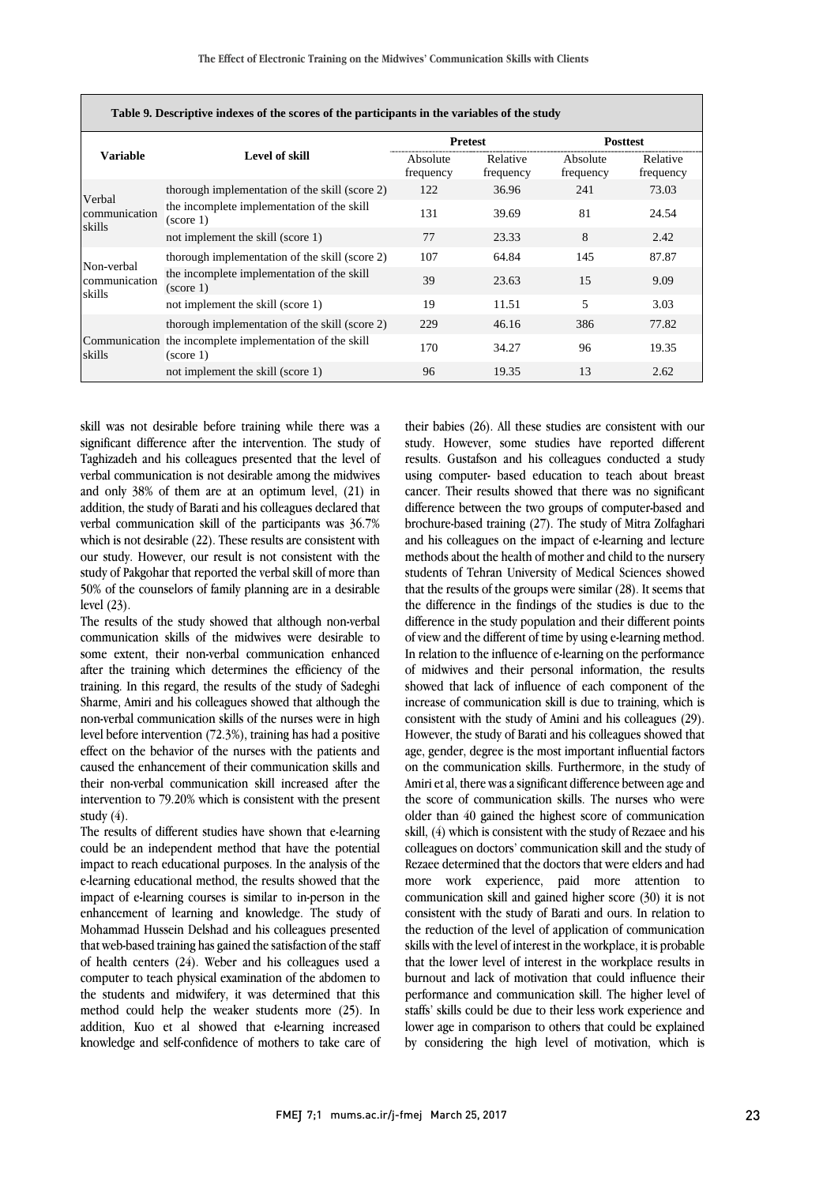**Table 9. Descriptive indexes of the scores of the participants in the variables of the study**

| Variable | Level of skill | Pretest | | Posttest | |
|---|---|---|---|---|---|
| | | Absolute frequency | Relative frequency | Absolute frequency | Relative frequency |
| Verbal communication skills | thorough implementation of the skill (score 2) | 122 | 36.96 | 241 | 73.03 |
| | the incomplete implementation of the skill (score 1) | 131 | 39.69 | 81 | 24.54 |
| | not implement the skill (score 1) | 77 | 23.33 | 8 | 2.42 |
| Non-verbal communication skills | thorough implementation of the skill (score 2) | 107 | 64.84 | 145 | 87.87 |
| | the incomplete implementation of the skill (score 1) | 39 | 23.63 | 15 | 9.09 |
| | not implement the skill (score 1) | 19 | 11.51 | 5 | 3.03 |
| Communication skills | thorough implementation of the skill (score 2) | 229 | 46.16 | 386 | 77.82 |
| | the incomplete implementation of the skill (score 1) | 170 | 34.27 | 96 | 19.35 |
| | not implement the skill (score 1) | 96 | 19.35 | 13 | 2.62 |

skill was not desirable before training while there was a significant difference after the intervention. The study of Taghizadeh and his colleagues presented that the level of verbal communication is not desirable among the midwives and only 38% of them are at an optimum level, (21) in addition, the study of Barati and his colleagues declared that verbal communication skill of the participants was 36.7% which is not desirable (22). These results are consistent with our study. However, our result is not consistent with the study of Pakgohar that reported the verbal skill of more than 50% of the counselors of family planning are in a desirable level (23).

The results of the study showed that although non-verbal communication skills of the midwives were desirable to some extent, their non-verbal communication enhanced after the training which determines the efficiency of the training. In this regard, the results of the study of Sadeghi Sharme, Amiri and his colleagues showed that although the non-verbal communication skills of the nurses were in high level before intervention (72.3%), training has had a positive effect on the behavior of the nurses with the patients and caused the enhancement of their communication skills and their non-verbal communication skill increased after the intervention to 79.20% which is consistent with the present study (4).

The results of different studies have shown that e-learning could be an independent method that have the potential impact to reach educational purposes. In the analysis of the e-learning educational method, the results showed that the impact of e-learning courses is similar to in-person in the enhancement of learning and knowledge. The study of Mohammad Hussein Delshad and his colleagues presented that web-based training has gained the satisfaction of the staff of health centers (24). Weber and his colleagues used a computer to teach physical examination of the abdomen to the students and midwifery, it was determined that this method could help the weaker students more (25). In addition, Kuo et al showed that e-learning increased knowledge and self-confidence of mothers to take care of their babies (26). All these studies are consistent with our study. However, some studies have reported different results. Gustafson and his colleagues conducted a study using computer- based education to teach about breast cancer. Their results showed that there was no significant difference between the two groups of computer-based and brochure-based training (27). The study of Mitra Zolfaghari and his colleagues on the impact of e-learning and lecture methods about the health of mother and child to the nursery students of Tehran University of Medical Sciences showed that the results of the groups were similar (28). It seems that the difference in the findings of the studies is due to the difference in the study population and their different points of view and the different of time by using e-learning method. In relation to the influence of e-learning on the performance of midwives and their personal information, the results showed that lack of influence of each component of the increase of communication skill is due to training, which is consistent with the study of Amini and his colleagues (29). However, the study of Barati and his colleagues showed that age, gender, degree is the most important influential factors on the communication skills. Furthermore, in the study of Amiri et al, there was a significant difference between age and the score of communication skills. The nurses who were older than 40 gained the highest score of communication skill, (4) which is consistent with the study of Rezaee and his colleagues on doctors' communication skill and the study of Rezaee determined that the doctors that were elders and had more work experience, paid more attention to communication skill and gained higher score (30) it is not consistent with the study of Barati and ours. In relation to the reduction of the level of application of communication skills with the level of interest in the workplace, it is probable that the lower level of interest in the workplace results in burnout and lack of motivation that could influence their performance and communication skill. The higher level of staffs' skills could be due to their less work experience and lower age in comparison to others that could be explained by considering the high level of motivation, which is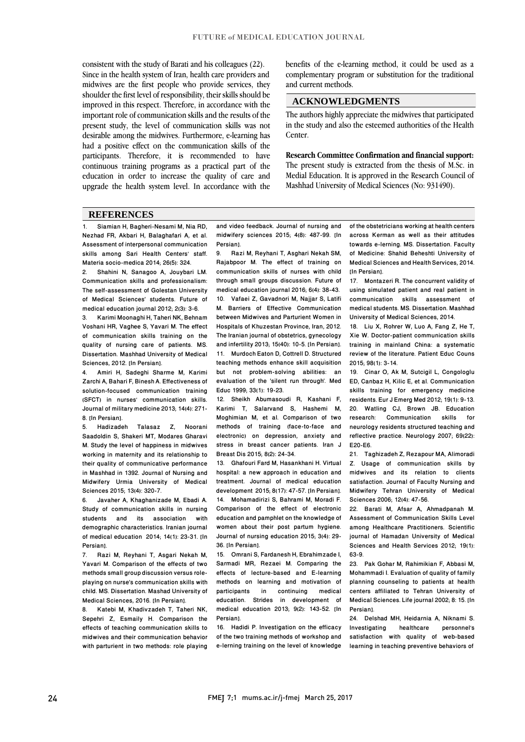consistent with the study of Barati and his colleagues (22). Since in the health system of Iran, health care providers and midwives are the first people who provide services, they shoulder the first level of responsibility, their skills should be improved in this respect. Therefore, in accordance with the important role of communication skills and the results of the present study, the level of communication skills was not desirable among the midwives. Furthermore, e-learning has had a positive effect on the communication skills of the participants. Therefore, it is recommended to have continuous training programs as a practical part of the education in order to increase the quality of care and upgrade the health system level. In accordance with the benefits of the e-learning method, it could be used as a complementary program or substitution for the traditional and current methods.

## ACKNOWLEDGMENTS

The authors highly appreciate the midwives that participated in the study and also the esteemed authorities of the Health Center.

**Research Committee Confirmation and financial support:** The present study is extracted from the thesis of M.Sc. in Medial Education. It is approved in the Research Council of Mashhad University of Medical Sciences (No: 931490).

## REFERENCES

1. Siamian H, Bagheri-Nesami M, Nia RD, Nezhad FR, Akbari H, Balaghafari A, et al. Assessment of interpersonal communication skills among Sari Health Centers' staff. Materia socio-medica 2014; 26(5): 324.
2. Shahini N, Sanagoo A, Jouybari LM. Communication skills and professionalism: The self-assessment of Golestan University of Medical Sciences' students. Future of medical education journal 2012; 2(3): 3-6.
3. Karimi Moonaghi H, Taheri NK, Behnam Voshani HR, Vaghee S, Yavari M. The effect of communication skills training on the quality of nursing care of patients. MS. Dissertation. Mashhad University of Medical Sciences, 2012. [In Persian].
4. Amiri H, Sadeghi Sharme M, Karimi Zarchi A, Bahari F, Binesh A. Effectiveness of solution-focused communication training (SFCT) in nurses' communication skills. Journal of military medicine 2013; 14(4): 271-8. [In Persian].
5. Hadizadeh Talasaz Z, Noorani Saadoldin S, Shakeri MT, Modares Gharavi M. Study the level of happiness in midwives working in maternity and its relationship to their quality of communicative performance in Mashhad in 1392. Journal of Nursing and Midwifery Urmia University of Medical Sciences 2015; 13(4): 320-7.
6. Javaher A, Khaghanizade M, Ebadi A. Study of communication skills in nursing students and its association with demographic characteristics. Iranian journal of medical education 2014; 14(1): 23-31. [In Persian].
7. Razi M, Reyhani T, Asgari Nekah M, Yavari M. Comparison of the effects of two methods small group discussion versus role-playing on nurse's communication skills with child. MS. Dissertation. Mashad University of Medical Sciences, 2016. [In Persian].
8. Katebi M, Khadivzadeh T, Taheri NK, Sepehri Z, Esmaily H. Comparison the effects of teaching communication skills to midwives and their communication behavior with parturient in two methods: role playing and video feedback. Journal of nursing and midwifery sciences 2015; 4(8): 487-99. [In Persian].
9. Razi M, Reyhani T, Asghari Nekah SM, Rajabpoor M. The effect of training on communication skills of nurses with child through small groups discussion. Future of medical education journal 2016; 6(4): 38-43.
10. Vafaei Z, Gavadnori M, Najjar S, Latifi M. Barriers of Effective Communication between Midwives and Parturient Women in Hospitals of Khuzestan Province, Iran, 2012. The Iranian journal of obstetrics, gynecology and infertility 2013; 15(40): 10-5. [In Persian].
11. Murdoch Eaton D, Cottrell D. Structured teaching methods enhance skill acquisition but not problem-solving abilities: an evaluation of the 'silent run through'. Med Educ 1999; 33(1): 19-23.
12. Sheikh Abumasoudi R, Kashani F, Karimi T, Salarvand S, Hashemi M, Moghimian M, et al. Comparison of two methods of training (face-to-face and electronic) on depression, anxiety and stress in breast cancer patients. Iran J Breast Dis 2015; 8(2): 24-34.
13. Ghafouri Fard M, Hasankhani H. Virtual hospital: a new approach in education and treatment. Journal of medical education development 2015; 8(17): 47-57. [In Persian].
14. Mohamadirizi S, Bahrami M, Moradi F. Comparison of the effect of electronic education and pamphlet on the knowledge of women about their post partum hygiene. Journal of nursing education 2015; 3(4): 29-36. [In Persian].
15. Omrani S, Fardanesh H, Ebrahimzade I, Sarmadi MR, Rezaei M. Comparing the effects of lecture-based and E-learning methods on learning and motivation of participants in continuing medical education. Strides in development of medical education 2013; 9(2): 143-52. [In Persian].
16. Hadidi P. Investigation on the efficacy of the two training methods of workshop and e-lerning training on the level of knowledge of the obstetricians working at health centers across Kerman as well as their attitudes towards e-lerning. MS. Dissertation. Faculty of Medicine: Shahid Beheshti University of Medical Sciences and Health Services, 2014. [In Persian].
17. Montazeri R. The concurrent validity of using simulated patient and real patient in communication skills assessment of medical students. MS. Dissertation. Mashhad University of Medical Sciences, 2014.
18. Liu X, Rohrer W, Luo A, Fang Z, He T, Xie W. Doctor-patient communication skills training in mainland China: a systematic review of the literature. Patient Educ Couns 2015; 98(1): 3-14.
19. Cinar O, Ak M, Sutcigil L, Congologlu ED, Canbaz H, Kilic E, et al. Communication skills training for emergency medicine residents. Eur J Emerg Med 2012; 19(1): 9-13.
20. Watling CJ, Brown JB. Education research: Communication skills for neurology residents structured teaching and reflective practice. Neurology 2007; 69(22): E20-E6.
21. Taghizadeh Z, Rezapour MA, Alimoradi Z. Usage of communication skills by midwives and its relation to clients satisfaction. Journal of Faculty Nursing and Midwifery Tehran University of Medical Sciences 2006; 12(4): 47-56.
22. Barati M, Afsar A, Ahmadpanah M. Assessment of Communication Skills Level among Healthcare Practitioners. Scientific journal of Hamadan University of Medical Sciences and Health Services 2012; 19(1): 63-9.
23. Pak Gohar M, Rahimikian F, Abbasi M, Mohammadi I. Evaluation of quality of family planning counseling to patients at health centers affiliated to Tehran University of Medical Sciences. Life journal 2002; 8: 15. [In Persian].
24. Delshad MH, Heidarnia A, Niknami S. Investigating healthcare personnel's satisfaction with quality of web-based learning in teaching preventive behaviors of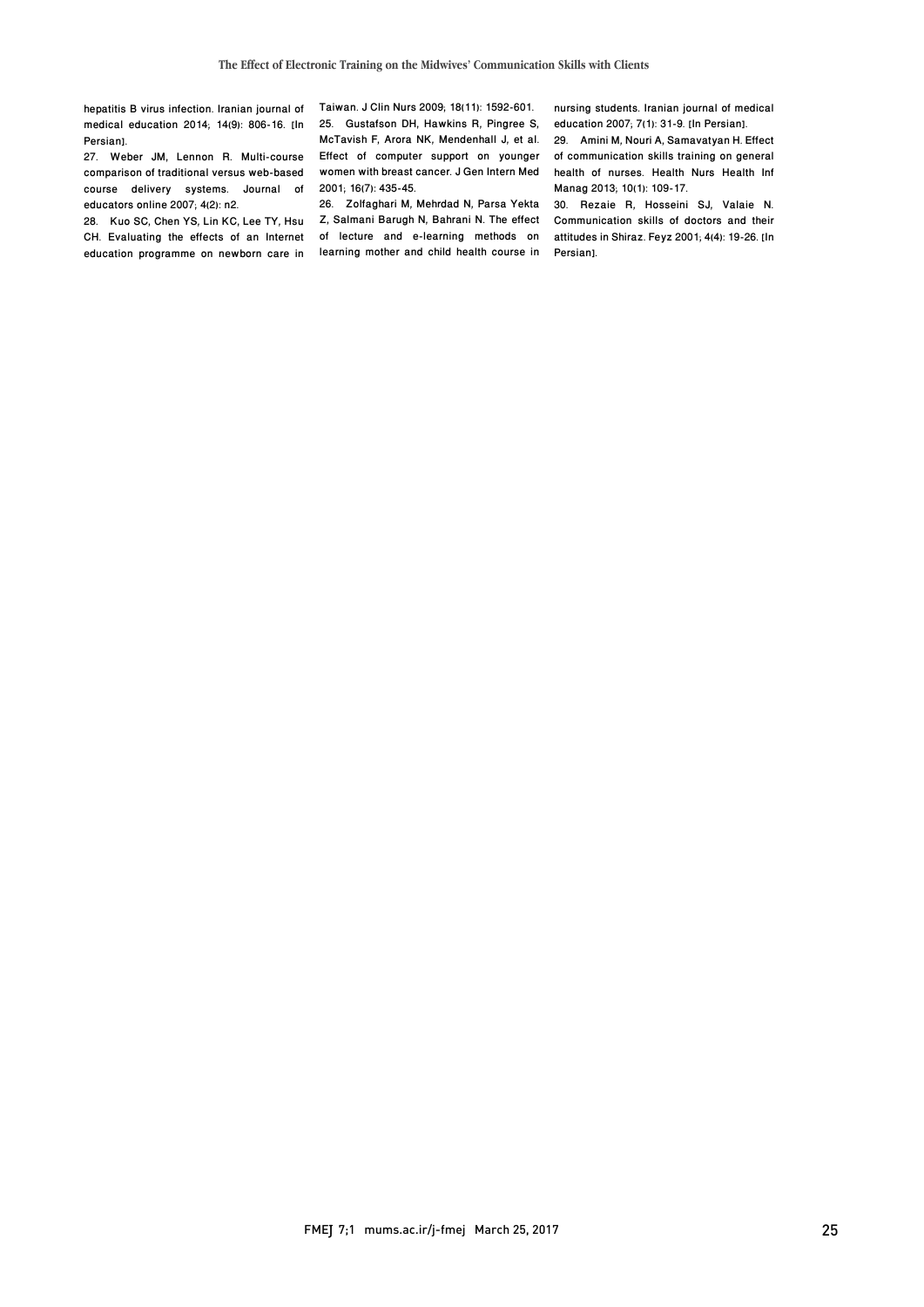hepatitis B virus infection. Iranian journal of medical education 2014; 14(9): 806-16. [In Persian].

27. Weber JM, Lennon R. Multi-course comparison of traditional versus web-based course delivery systems. Journal of educators online 2007; 4(2): n2.

28. Kuo SC, Chen YS, Lin KC, Lee TY, Hsu CH. Evaluating the effects of an Internet education programme on newborn care in Taiwan. J Clin Nurs 2009; 18(11): 1592-601.

25. Gustafson DH, Hawkins R, Pingree S, McTavish F, Arora NK, Mendenhall J, et al. Effect of computer support on younger women with breast cancer. J Gen Intern Med 2001; 16(7): 435-45.

26. Zolfaghari M, Mehrdad N, Parsa Yekta Z, Salmani Barugh N, Bahrani N. The effect of lecture and e-learning methods on learning mother and child health course in nursing students. Iranian journal of medical education 2007; 7(1): 31-9. [In Persian].

29. Amini M, Nouri A, Samavatyan H. Effect of communication skills training on general health of nurses. Health Nurs Health Inf Manag 2013; 10(1): 109-17.

30. Rezaie R, Hosseini SJ, Valaie N. Communication skills of doctors and their attitudes in Shiraz. Feyz 2001; 4(4): 19-26. [In Persian].